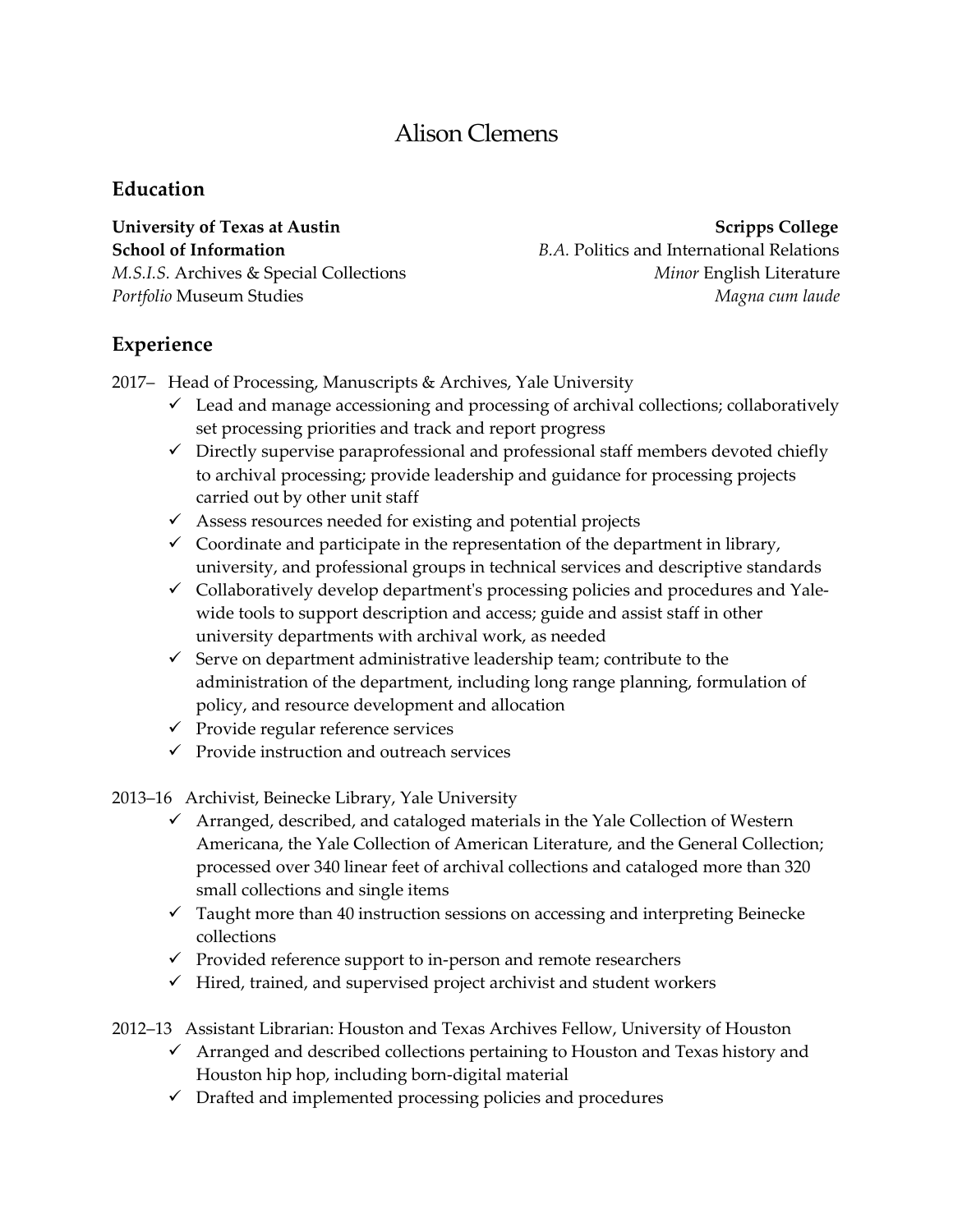# Alison Clemens

## Education

**University of Texas at Austin**
**School of Information**
*M.S.I.S.* Archives & Special Collections
*Portfolio* Museum Studies

**Scripps College**
*B.A.* Politics and International Relations
*Minor* English Literature
*Magna cum laude*

## Experience

2017– Head of Processing, Manuscripts & Archives, Yale University

- ✓ Lead and manage accessioning and processing of archival collections; collaboratively set processing priorities and track and report progress
- ✓ Directly supervise paraprofessional and professional staff members devoted chiefly to archival processing; provide leadership and guidance for processing projects carried out by other unit staff
- ✓ Assess resources needed for existing and potential projects
- ✓ Coordinate and participate in the representation of the department in library, university, and professional groups in technical services and descriptive standards
- ✓ Collaboratively develop department's processing policies and procedures and Yale-wide tools to support description and access; guide and assist staff in other university departments with archival work, as needed
- ✓ Serve on department administrative leadership team; contribute to the administration of the department, including long range planning, formulation of policy, and resource development and allocation
- ✓ Provide regular reference services
- ✓ Provide instruction and outreach services

2013–16 Archivist, Beinecke Library, Yale University

- ✓ Arranged, described, and cataloged materials in the Yale Collection of Western Americana, the Yale Collection of American Literature, and the General Collection; processed over 340 linear feet of archival collections and cataloged more than 320 small collections and single items
- ✓ Taught more than 40 instruction sessions on accessing and interpreting Beinecke collections
- ✓ Provided reference support to in-person and remote researchers
- ✓ Hired, trained, and supervised project archivist and student workers

2012–13 Assistant Librarian: Houston and Texas Archives Fellow, University of Houston

- ✓ Arranged and described collections pertaining to Houston and Texas history and Houston hip hop, including born-digital material
- ✓ Drafted and implemented processing policies and procedures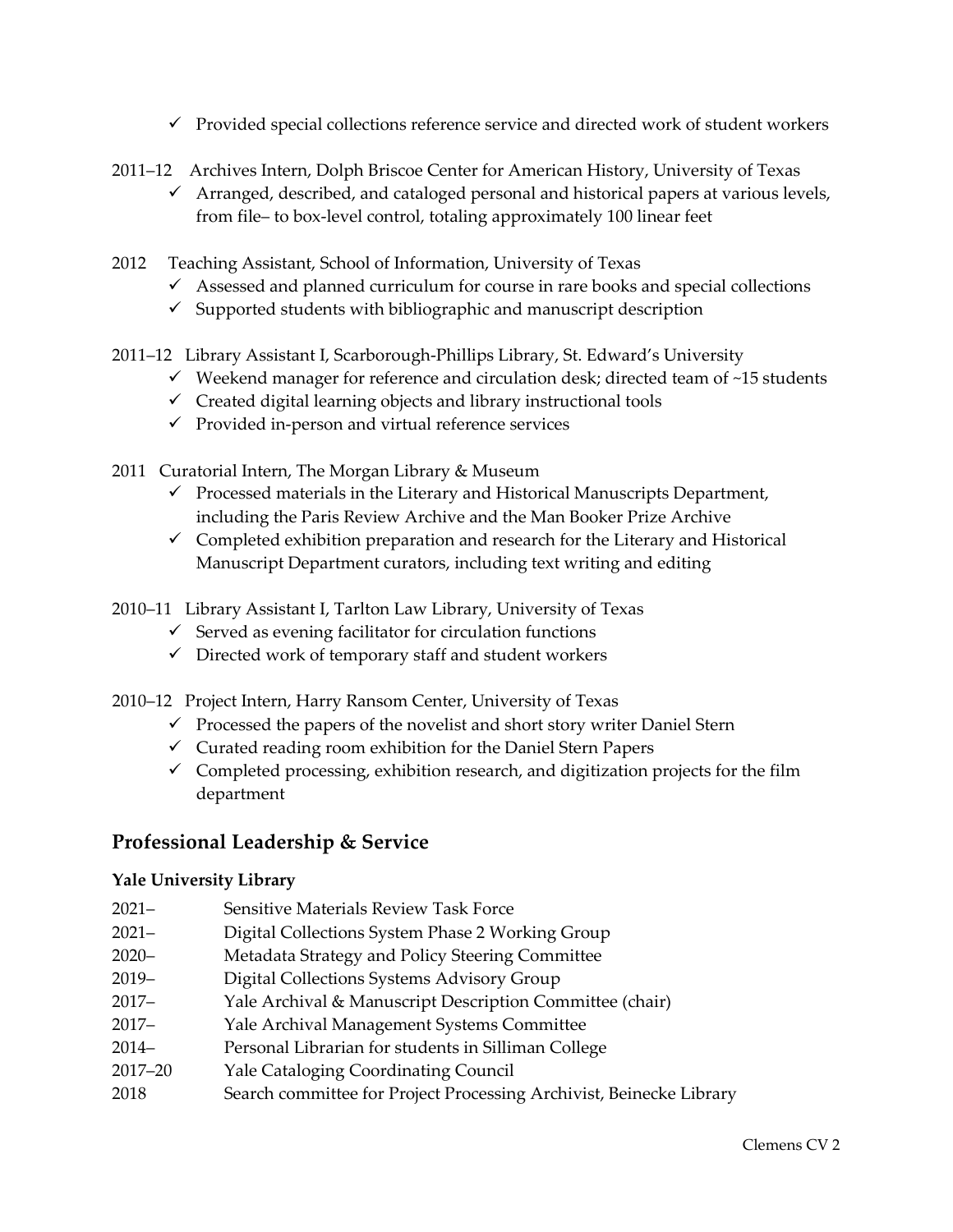- ✓ Provided special collections reference service and directed work of student workers

2011–12 Archives Intern, Dolph Briscoe Center for American History, University of Texas

- ✓ Arranged, described, and cataloged personal and historical papers at various levels, from file– to box-level control, totaling approximately 100 linear feet

2012 Teaching Assistant, School of Information, University of Texas

- ✓ Assessed and planned curriculum for course in rare books and special collections
- ✓ Supported students with bibliographic and manuscript description

2011–12 Library Assistant I, Scarborough-Phillips Library, St. Edward's University

- ✓ Weekend manager for reference and circulation desk; directed team of ~15 students
- ✓ Created digital learning objects and library instructional tools
- ✓ Provided in-person and virtual reference services

2011 Curatorial Intern, The Morgan Library & Museum

- ✓ Processed materials in the Literary and Historical Manuscripts Department, including the Paris Review Archive and the Man Booker Prize Archive
- ✓ Completed exhibition preparation and research for the Literary and Historical Manuscript Department curators, including text writing and editing

2010–11 Library Assistant I, Tarlton Law Library, University of Texas

- ✓ Served as evening facilitator for circulation functions
- ✓ Directed work of temporary staff and student workers

2010–12 Project Intern, Harry Ransom Center, University of Texas

- ✓ Processed the papers of the novelist and short story writer Daniel Stern
- ✓ Curated reading room exhibition for the Daniel Stern Papers
- ✓ Completed processing, exhibition research, and digitization projects for the film department

## Professional Leadership & Service

### Yale University Library

| | |
|---|---|
| 2021– | Sensitive Materials Review Task Force |
| 2021– | Digital Collections System Phase 2 Working Group |
| 2020– | Metadata Strategy and Policy Steering Committee |
| 2019– | Digital Collections Systems Advisory Group |
| 2017– | Yale Archival & Manuscript Description Committee (chair) |
| 2017– | Yale Archival Management Systems Committee |
| 2014– | Personal Librarian for students in Silliman College |
| 2017–20 | Yale Cataloging Coordinating Council |
| 2018 | Search committee for Project Processing Archivist, Beinecke Library |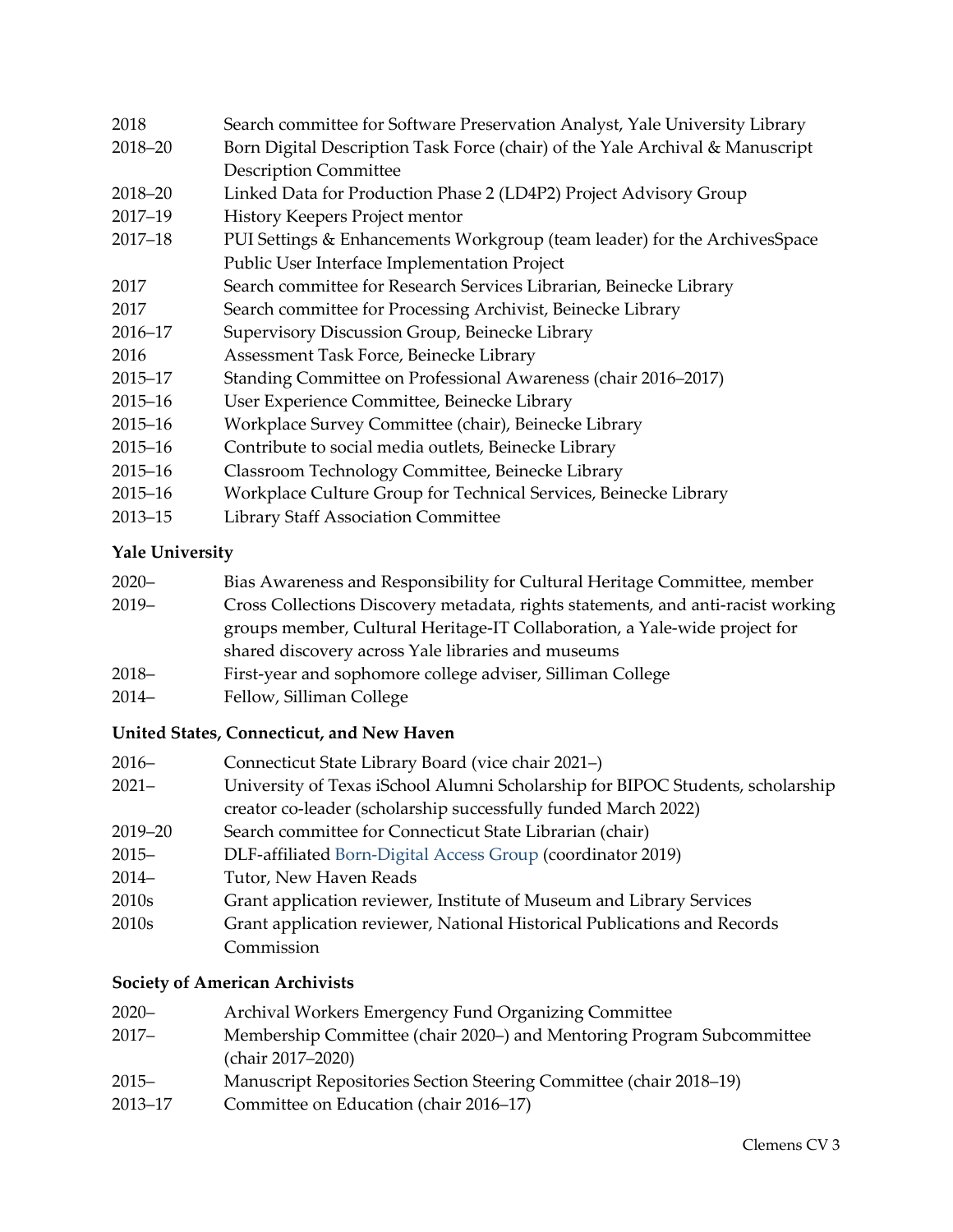| | |
|---|---|
| 2018 | Search committee for Software Preservation Analyst, Yale University Library |
| 2018–20 | Born Digital Description Task Force (chair) of the Yale Archival & Manuscript Description Committee |
| 2018–20 | Linked Data for Production Phase 2 (LD4P2) Project Advisory Group |
| 2017–19 | History Keepers Project mentor |
| 2017–18 | PUI Settings & Enhancements Workgroup (team leader) for the ArchivesSpace Public User Interface Implementation Project |
| 2017 | Search committee for Research Services Librarian, Beinecke Library |
| 2017 | Search committee for Processing Archivist, Beinecke Library |
| 2016–17 | Supervisory Discussion Group, Beinecke Library |
| 2016 | Assessment Task Force, Beinecke Library |
| 2015–17 | Standing Committee on Professional Awareness (chair 2016–2017) |
| 2015–16 | User Experience Committee, Beinecke Library |
| 2015–16 | Workplace Survey Committee (chair), Beinecke Library |
| 2015–16 | Contribute to social media outlets, Beinecke Library |
| 2015–16 | Classroom Technology Committee, Beinecke Library |
| 2015–16 | Workplace Culture Group for Technical Services, Beinecke Library |
| 2013–15 | Library Staff Association Committee |

**Yale University**

| | |
|---|---|
| 2020– | Bias Awareness and Responsibility for Cultural Heritage Committee, member |
| 2019– | Cross Collections Discovery metadata, rights statements, and anti-racist working groups member, Cultural Heritage-IT Collaboration, a Yale-wide project for shared discovery across Yale libraries and museums |
| 2018– | First-year and sophomore college adviser, Silliman College |
| 2014– | Fellow, Silliman College |

**United States, Connecticut, and New Haven**

| | |
|---|---|
| 2016– | Connecticut State Library Board (vice chair 2021–) |
| 2021– | University of Texas iSchool Alumni Scholarship for BIPOC Students, scholarship creator co-leader (scholarship successfully funded March 2022) |
| 2019–20 | Search committee for Connecticut State Librarian (chair) |
| 2015– | DLF-affiliated Born-Digital Access Group (coordinator 2019) |
| 2014– | Tutor, New Haven Reads |
| 2010s | Grant application reviewer, Institute of Museum and Library Services |
| 2010s | Grant application reviewer, National Historical Publications and Records Commission |

**Society of American Archivists**

| | |
|---|---|
| 2020– | Archival Workers Emergency Fund Organizing Committee |
| 2017– | Membership Committee (chair 2020–) and Mentoring Program Subcommittee (chair 2017–2020) |
| 2015– | Manuscript Repositories Section Steering Committee (chair 2018–19) |
| 2013–17 | Committee on Education (chair 2016–17) |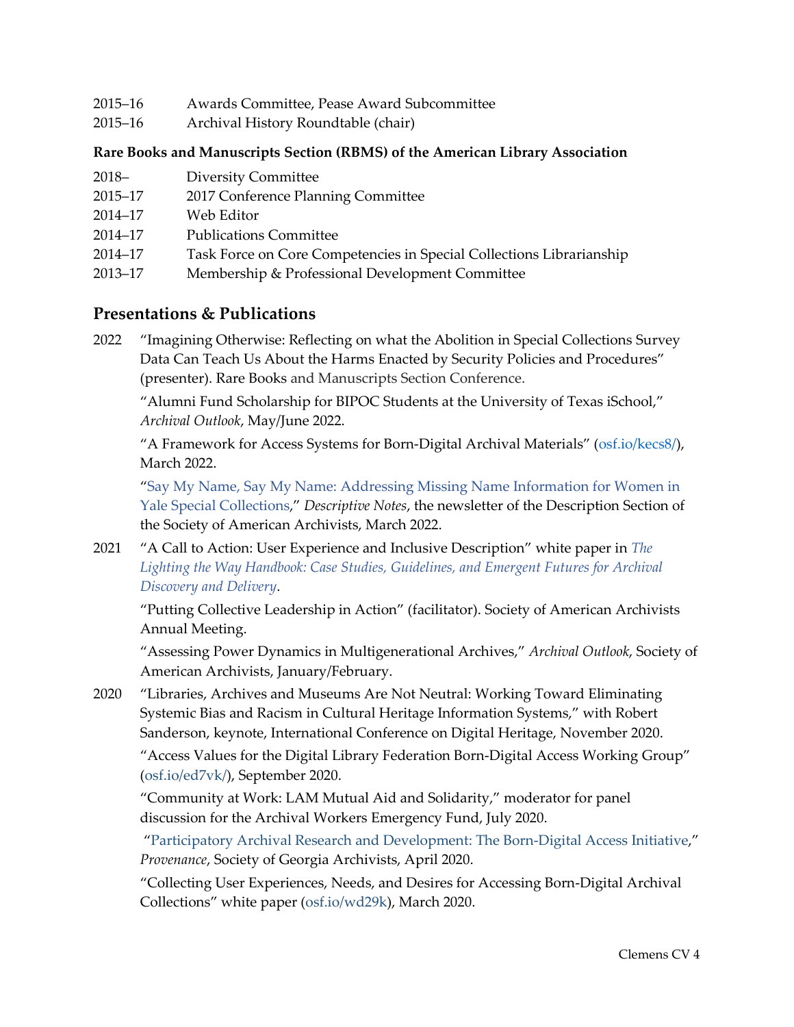2015–16 Awards Committee, Pease Award Subcommittee
2015–16 Archival History Roundtable (chair)

**Rare Books and Manuscripts Section (RBMS) of the American Library Association**

2018– Diversity Committee
2015–17 2017 Conference Planning Committee
2014–17 Web Editor
2014–17 Publications Committee
2014–17 Task Force on Core Competencies in Special Collections Librarianship
2013–17 Membership & Professional Development Committee

## Presentations & Publications

2022 "Imagining Otherwise: Reflecting on what the Abolition in Special Collections Survey Data Can Teach Us About the Harms Enacted by Security Policies and Procedures" (presenter). Rare Books and Manuscripts Section Conference.

"Alumni Fund Scholarship for BIPOC Students at the University of Texas iSchool," *Archival Outlook*, May/June 2022.

"A Framework for Access Systems for Born-Digital Archival Materials" (osf.io/kecs8/), March 2022.

"Say My Name, Say My Name: Addressing Missing Name Information for Women in Yale Special Collections," *Descriptive Notes*, the newsletter of the Description Section of the Society of American Archivists, March 2022.

2021 "A Call to Action: User Experience and Inclusive Description" white paper in *The Lighting the Way Handbook: Case Studies, Guidelines, and Emergent Futures for Archival Discovery and Delivery*.

"Putting Collective Leadership in Action" (facilitator). Society of American Archivists Annual Meeting.

"Assessing Power Dynamics in Multigenerational Archives," *Archival Outlook*, Society of American Archivists, January/February.

2020 "Libraries, Archives and Museums Are Not Neutral: Working Toward Eliminating Systemic Bias and Racism in Cultural Heritage Information Systems," with Robert Sanderson, keynote, International Conference on Digital Heritage, November 2020.

"Access Values for the Digital Library Federation Born-Digital Access Working Group" (osf.io/ed7vk/), September 2020.

"Community at Work: LAM Mutual Aid and Solidarity," moderator for panel discussion for the Archival Workers Emergency Fund, July 2020.

"Participatory Archival Research and Development: The Born-Digital Access Initiative," *Provenance*, Society of Georgia Archivists, April 2020.

"Collecting User Experiences, Needs, and Desires for Accessing Born-Digital Archival Collections" white paper (osf.io/wd29k), March 2020.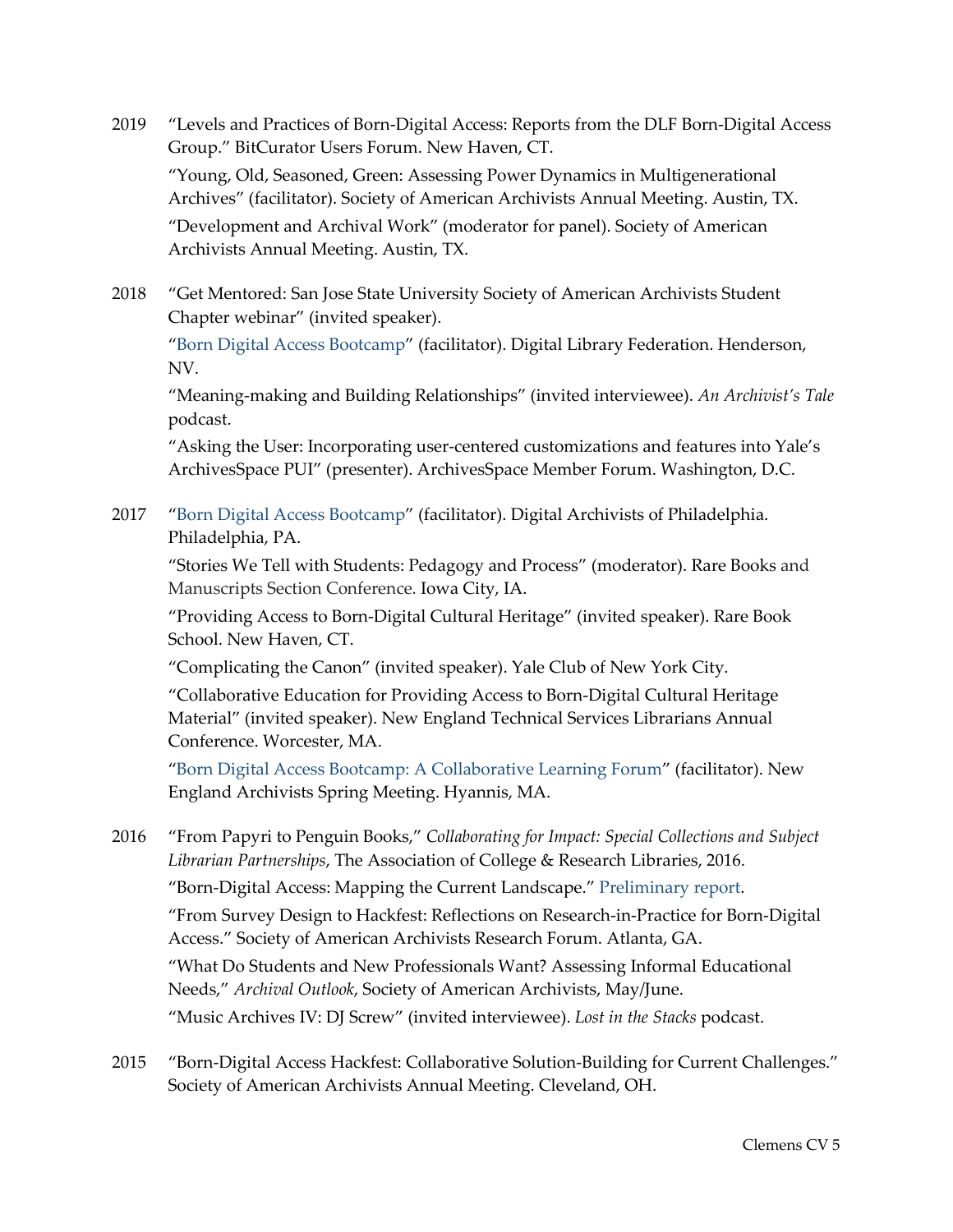2019 "Levels and Practices of Born-Digital Access: Reports from the DLF Born-Digital Access Group." BitCurator Users Forum. New Haven, CT.

"Young, Old, Seasoned, Green: Assessing Power Dynamics in Multigenerational Archives" (facilitator). Society of American Archivists Annual Meeting. Austin, TX.

"Development and Archival Work" (moderator for panel). Society of American Archivists Annual Meeting. Austin, TX.

2018 "Get Mentored: San Jose State University Society of American Archivists Student Chapter webinar" (invited speaker).

"Born Digital Access Bootcamp" (facilitator). Digital Library Federation. Henderson, NV.

"Meaning-making and Building Relationships" (invited interviewee). *An Archivist's Tale* podcast.

"Asking the User: Incorporating user-centered customizations and features into Yale's ArchivesSpace PUI" (presenter). ArchivesSpace Member Forum. Washington, D.C.

2017 "Born Digital Access Bootcamp" (facilitator). Digital Archivists of Philadelphia. Philadelphia, PA.

"Stories We Tell with Students: Pedagogy and Process" (moderator). Rare Books and Manuscripts Section Conference. Iowa City, IA.

"Providing Access to Born-Digital Cultural Heritage" (invited speaker). Rare Book School. New Haven, CT.

"Complicating the Canon" (invited speaker). Yale Club of New York City.

"Collaborative Education for Providing Access to Born-Digital Cultural Heritage Material" (invited speaker). New England Technical Services Librarians Annual Conference. Worcester, MA.

"Born Digital Access Bootcamp: A Collaborative Learning Forum" (facilitator). New England Archivists Spring Meeting. Hyannis, MA.

2016 "From Papyri to Penguin Books," *Collaborating for Impact: Special Collections and Subject Librarian Partnerships*, The Association of College & Research Libraries, 2016.

"Born-Digital Access: Mapping the Current Landscape." Preliminary report.

"From Survey Design to Hackfest: Reflections on Research-in-Practice for Born-Digital Access." Society of American Archivists Research Forum. Atlanta, GA.

"What Do Students and New Professionals Want? Assessing Informal Educational Needs," *Archival Outlook*, Society of American Archivists, May/June.

"Music Archives IV: DJ Screw" (invited interviewee). *Lost in the Stacks* podcast.

2015 "Born-Digital Access Hackfest: Collaborative Solution-Building for Current Challenges." Society of American Archivists Annual Meeting. Cleveland, OH.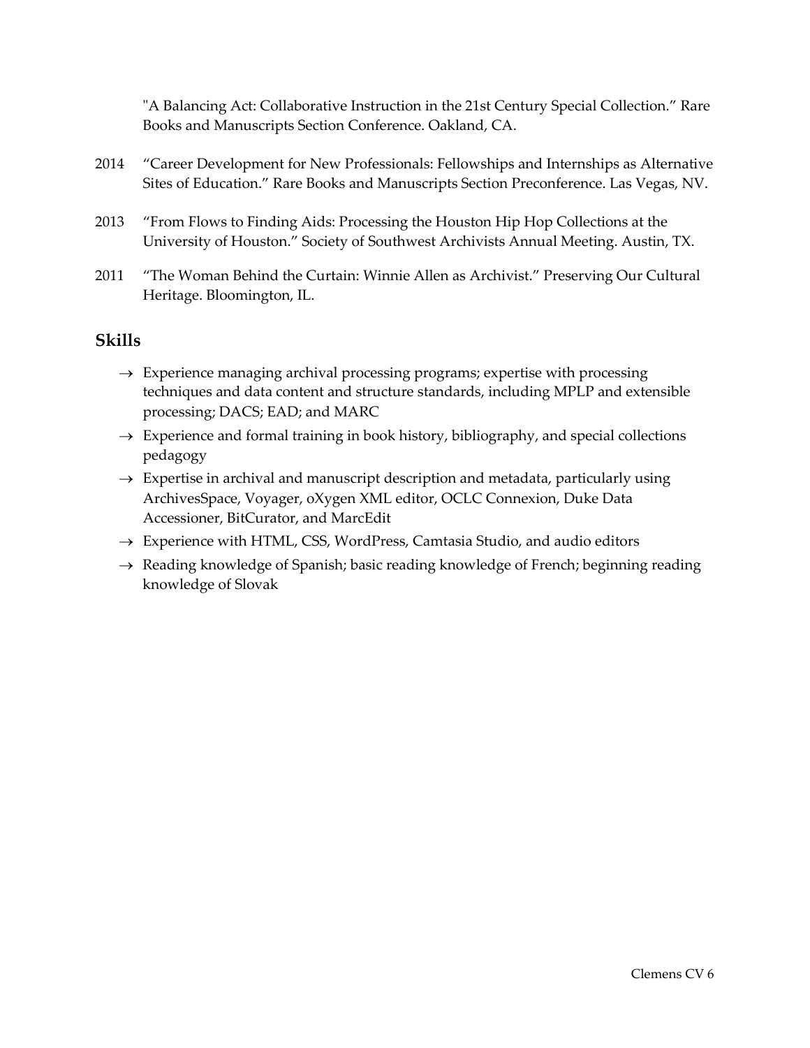"A Balancing Act: Collaborative Instruction in the 21st Century Special Collection." Rare Books and Manuscripts Section Conference. Oakland, CA.

2014 "Career Development for New Professionals: Fellowships and Internships as Alternative Sites of Education." Rare Books and Manuscripts Section Preconference. Las Vegas, NV.

2013 "From Flows to Finding Aids: Processing the Houston Hip Hop Collections at the University of Houston." Society of Southwest Archivists Annual Meeting. Austin, TX.

2011 "The Woman Behind the Curtain: Winnie Allen as Archivist." Preserving Our Cultural Heritage. Bloomington, IL.

## Skills

- → Experience managing archival processing programs; expertise with processing techniques and data content and structure standards, including MPLP and extensible processing; DACS; EAD; and MARC
- → Experience and formal training in book history, bibliography, and special collections pedagogy
- → Expertise in archival and manuscript description and metadata, particularly using ArchivesSpace, Voyager, oXygen XML editor, OCLC Connexion, Duke Data Accessioner, BitCurator, and MarcEdit
- → Experience with HTML, CSS, WordPress, Camtasia Studio, and audio editors
- → Reading knowledge of Spanish; basic reading knowledge of French; beginning reading knowledge of Slovak